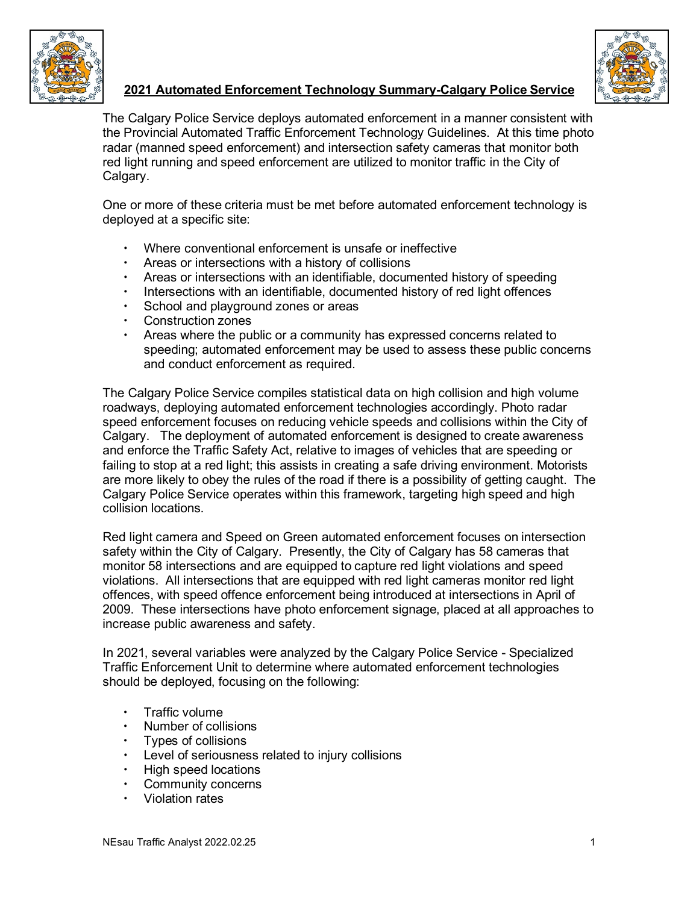# 2021 Automated Enforcement Technology Summary-Calgary Police Service

The Calgary Police Service deploys automated enforcement in a manner consistent with the Provincial Automated Traffic Enforcement Technology Guidelines. At this time photo radar (manned speed enforcement) and intersection safety cameras that monitor both red light running and speed enforcement are utilized to monitor traffic in the City of Calgary.

One or more of these criteria must be met before automated enforcement technology is deployed at a specific site:

- Where conventional enforcement is unsafe or ineffective
- Areas or intersections with a history of collisions
- Areas or intersections with an identifiable, documented history of speeding
- Intersections with an identifiable, documented history of red light offences
- School and playground zones or areas
- Construction zones
- Areas where the public or a community has expressed concerns related to speeding; automated enforcement may be used to assess these public concerns and conduct enforcement as required.

The Calgary Police Service compiles statistical data on high collision and high volume roadways, deploying automated enforcement technologies accordingly. Photo radar speed enforcement focuses on reducing vehicle speeds and collisions within the City of Calgary. The deployment of automated enforcement is designed to create awareness and enforce the Traffic Safety Act, relative to images of vehicles that are speeding or failing to stop at a red light; this assists in creating a safe driving environment. Motorists are more likely to obey the rules of the road if there is a possibility of getting caught. The Calgary Police Service operates within this framework, targeting high speed and high collision locations.

Red light camera and Speed on Green automated enforcement focuses on intersection safety within the City of Calgary. Presently, the City of Calgary has 58 cameras that monitor 58 intersections and are equipped to capture red light violations and speed violations. All intersections that are equipped with red light cameras monitor red light offences, with speed offence enforcement being introduced at intersections in April of 2009. These intersections have photo enforcement signage, placed at all approaches to increase public awareness and safety.

In 2021, several variables were analyzed by the Calgary Police Service - Specialized Traffic Enforcement Unit to determine where automated enforcement technologies should be deployed, focusing on the following:

- Traffic volume
- Number of collisions
- Types of collisions
- Level of seriousness related to injury collisions
- High speed locations
- Community concerns
- Violation rates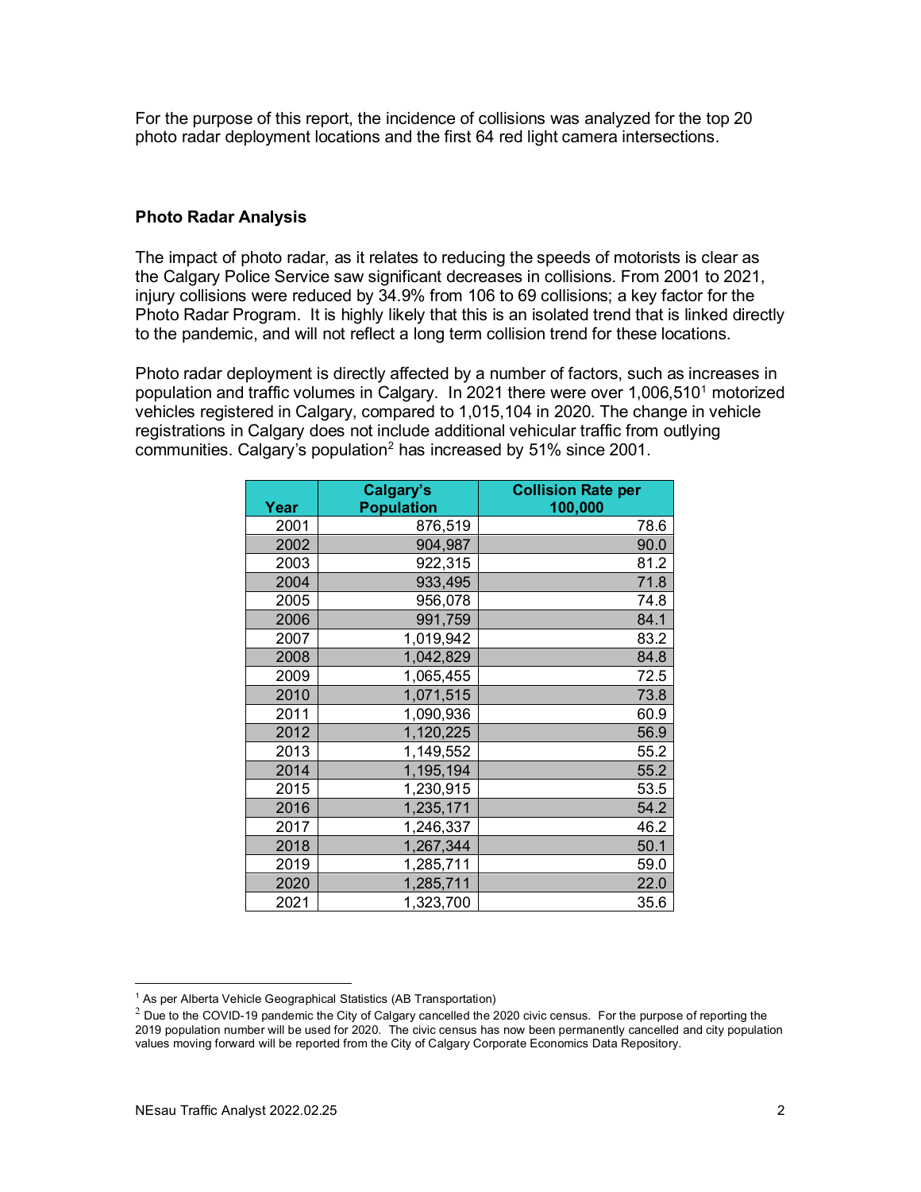For the purpose of this report, the incidence of collisions was analyzed for the top 20 photo radar deployment locations and the first 64 red light camera intersections.

**Photo Radar Analysis**

The impact of photo radar, as it relates to reducing the speeds of motorists is clear as the Calgary Police Service saw significant decreases in collisions. From 2001 to 2021, injury collisions were reduced by 34.9% from 106 to 69 collisions; a key factor for the Photo Radar Program. It is highly likely that this is an isolated trend that is linked directly to the pandemic, and will not reflect a long term collision trend for these locations.

Photo radar deployment is directly affected by a number of factors, such as increases in population and traffic volumes in Calgary. In 2021 there were over 1,006,510[1] motorized vehicles registered in Calgary, compared to 1,015,104 in 2020. The change in vehicle registrations in Calgary does not include additional vehicular traffic from outlying communities. Calgary's population[2] has increased by 51% since 2001.

| Year | Calgary's Population | Collision Rate per 100,000 |
|---|---|---|
| 2001 | 876,519 | 78.6 |
| 2002 | 904,987 | 90.0 |
| 2003 | 922,315 | 81.2 |
| 2004 | 933,495 | 71.8 |
| 2005 | 956,078 | 74.8 |
| 2006 | 991,759 | 84.1 |
| 2007 | 1,019,942 | 83.2 |
| 2008 | 1,042,829 | 84.8 |
| 2009 | 1,065,455 | 72.5 |
| 2010 | 1,071,515 | 73.8 |
| 2011 | 1,090,936 | 60.9 |
| 2012 | 1,120,225 | 56.9 |
| 2013 | 1,149,552 | 55.2 |
| 2014 | 1,195,194 | 55.2 |
| 2015 | 1,230,915 | 53.5 |
| 2016 | 1,235,171 | 54.2 |
| 2017 | 1,246,337 | 46.2 |
| 2018 | 1,267,344 | 50.1 |
| 2019 | 1,285,711 | 59.0 |
| 2020 | 1,285,711 | 22.0 |
| 2021 | 1,323,700 | 35.6 |

[1] As per Alberta Vehicle Geographical Statistics (AB Transportation)

[2] Due to the COVID-19 pandemic the City of Calgary cancelled the 2020 civic census. For the purpose of reporting the 2019 population number will be used for 2020. The civic census has now been permanently cancelled and city population values moving forward will be reported from the City of Calgary Corporate Economics Data Repository.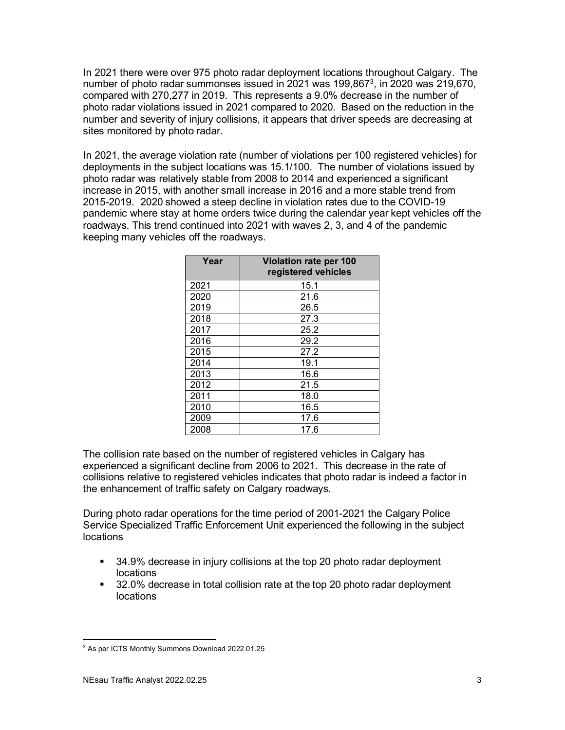In 2021 there were over 975 photo radar deployment locations throughout Calgary. The number of photo radar summonses issued in 2021 was 199,867[3], in 2020 was 219,670, compared with 270,277 in 2019. This represents a 9.0% decrease in the number of photo radar violations issued in 2021 compared to 2020. Based on the reduction in the number and severity of injury collisions, it appears that driver speeds are decreasing at sites monitored by photo radar.

In 2021, the average violation rate (number of violations per 100 registered vehicles) for deployments in the subject locations was 15.1/100. The number of violations issued by photo radar was relatively stable from 2008 to 2014 and experienced a significant increase in 2015, with another small increase in 2016 and a more stable trend from 2015-2019. 2020 showed a steep decline in violation rates due to the COVID-19 pandemic where stay at home orders twice during the calendar year kept vehicles off the roadways. This trend continued into 2021 with waves 2, 3, and 4 of the pandemic keeping many vehicles off the roadways.

| Year | Violation rate per 100 registered vehicles |
|---|---|
| 2021 | 15.1 |
| 2020 | 21.6 |
| 2019 | 26.5 |
| 2018 | 27.3 |
| 2017 | 25.2 |
| 2016 | 29.2 |
| 2015 | 27.2 |
| 2014 | 19.1 |
| 2013 | 16.6 |
| 2012 | 21.5 |
| 2011 | 18.0 |
| 2010 | 16.5 |
| 2009 | 17.6 |
| 2008 | 17.6 |

The collision rate based on the number of registered vehicles in Calgary has experienced a significant decline from 2006 to 2021. This decrease in the rate of collisions relative to registered vehicles indicates that photo radar is indeed a factor in the enhancement of traffic safety on Calgary roadways.

During photo radar operations for the time period of 2001-2021 the Calgary Police Service Specialized Traffic Enforcement Unit experienced the following in the subject locations

- 34.9% decrease in injury collisions at the top 20 photo radar deployment locations
- 32.0% decrease in total collision rate at the top 20 photo radar deployment locations

[3] As per ICTS Monthly Summons Download 2022.01.25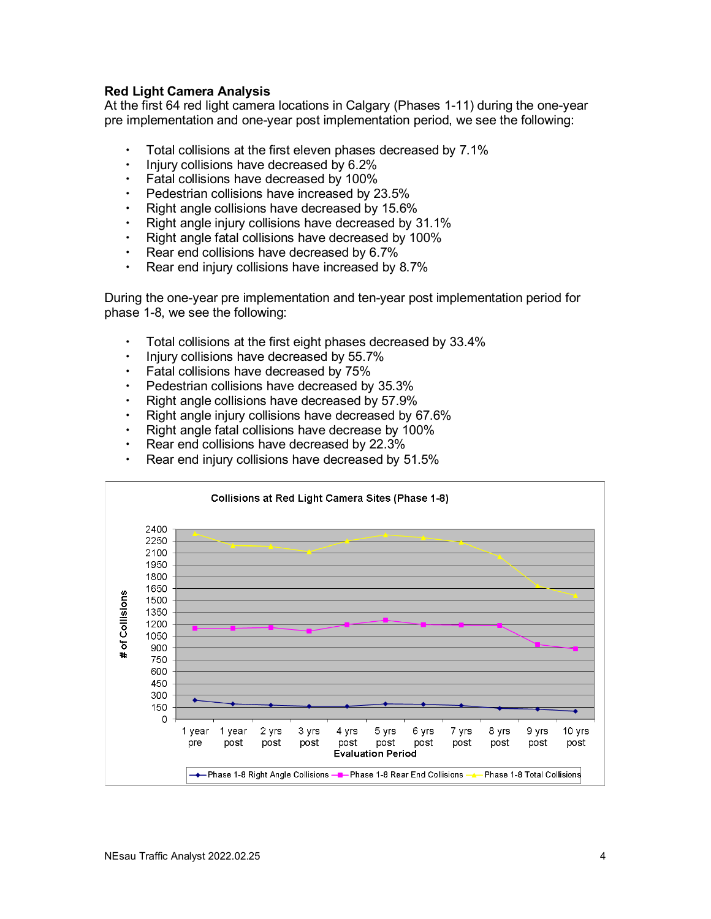### Red Light Camera Analysis

At the first 64 red light camera locations in Calgary (Phases 1-11) during the one-year pre implementation and one-year post implementation period, we see the following:

- Total collisions at the first eleven phases decreased by 7.1%
- Injury collisions have decreased by 6.2%
- Fatal collisions have decreased by 100%
- Pedestrian collisions have increased by 23.5%
- Right angle collisions have decreased by 15.6%
- Right angle injury collisions have decreased by 31.1%
- Right angle fatal collisions have decreased by 100%
- Rear end collisions have decreased by 6.7%
- Rear end injury collisions have increased by 8.7%

During the one-year pre implementation and ten-year post implementation period for phase 1-8, we see the following:

- Total collisions at the first eight phases decreased by 33.4%
- Injury collisions have decreased by 55.7%
- Fatal collisions have decreased by 75%
- Pedestrian collisions have decreased by 35.3%
- Right angle collisions have decreased by 57.9%
- Right angle injury collisions have decreased by 67.6%
- Right angle fatal collisions have decrease by 100%
- Rear end collisions have decreased by 22.3%
- Rear end injury collisions have decreased by 51.5%

Collisions at Red Light Camera Sites (Phase 1-8)

Evaluation Period: 1 year pre, 1 year post, 2 yrs post, 3 yrs post, 4 yrs post, 5 yrs post, 6 yrs post, 7 yrs post, 8 yrs post, 9 yrs post, 10 yrs post

\# of Collisions

Legend: Phase 1-8 Right Angle Collisions, Phase 1-8 Rear End Collisions, Phase 1-8 Total Collisions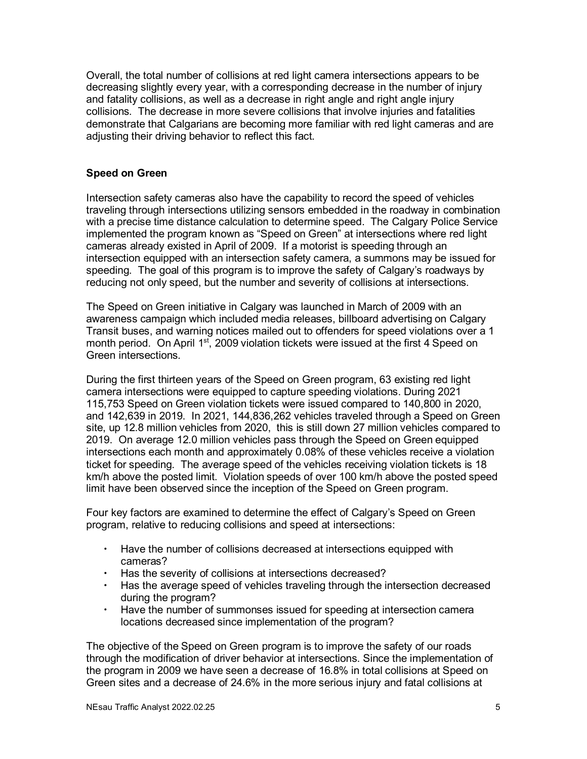Overall, the total number of collisions at red light camera intersections appears to be decreasing slightly every year, with a corresponding decrease in the number of injury and fatality collisions, as well as a decrease in right angle and right angle injury collisions. The decrease in more severe collisions that involve injuries and fatalities demonstrate that Calgarians are becoming more familiar with red light cameras and are adjusting their driving behavior to reflect this fact.

**Speed on Green**

Intersection safety cameras also have the capability to record the speed of vehicles traveling through intersections utilizing sensors embedded in the roadway in combination with a precise time distance calculation to determine speed. The Calgary Police Service implemented the program known as "Speed on Green" at intersections where red light cameras already existed in April of 2009. If a motorist is speeding through an intersection equipped with an intersection safety camera, a summons may be issued for speeding. The goal of this program is to improve the safety of Calgary's roadways by reducing not only speed, but the number and severity of collisions at intersections.

The Speed on Green initiative in Calgary was launched in March of 2009 with an awareness campaign which included media releases, billboard advertising on Calgary Transit buses, and warning notices mailed out to offenders for speed violations over a 1 month period. On April 1st, 2009 violation tickets were issued at the first 4 Speed on Green intersections.

During the first thirteen years of the Speed on Green program, 63 existing red light camera intersections were equipped to capture speeding violations. During 2021 115,753 Speed on Green violation tickets were issued compared to 140,800 in 2020, and 142,639 in 2019. In 2021, 144,836,262 vehicles traveled through a Speed on Green site, up 12.8 million vehicles from 2020, this is still down 27 million vehicles compared to 2019. On average 12.0 million vehicles pass through the Speed on Green equipped intersections each month and approximately 0.08% of these vehicles receive a violation ticket for speeding. The average speed of the vehicles receiving violation tickets is 18 km/h above the posted limit. Violation speeds of over 100 km/h above the posted speed limit have been observed since the inception of the Speed on Green program.

Four key factors are examined to determine the effect of Calgary's Speed on Green program, relative to reducing collisions and speed at intersections:

- Have the number of collisions decreased at intersections equipped with cameras?
- Has the severity of collisions at intersections decreased?
- Has the average speed of vehicles traveling through the intersection decreased during the program?
- Have the number of summonses issued for speeding at intersection camera locations decreased since implementation of the program?

The objective of the Speed on Green program is to improve the safety of our roads through the modification of driver behavior at intersections. Since the implementation of the program in 2009 we have seen a decrease of 16.8% in total collisions at Speed on Green sites and a decrease of 24.6% in the more serious injury and fatal collisions at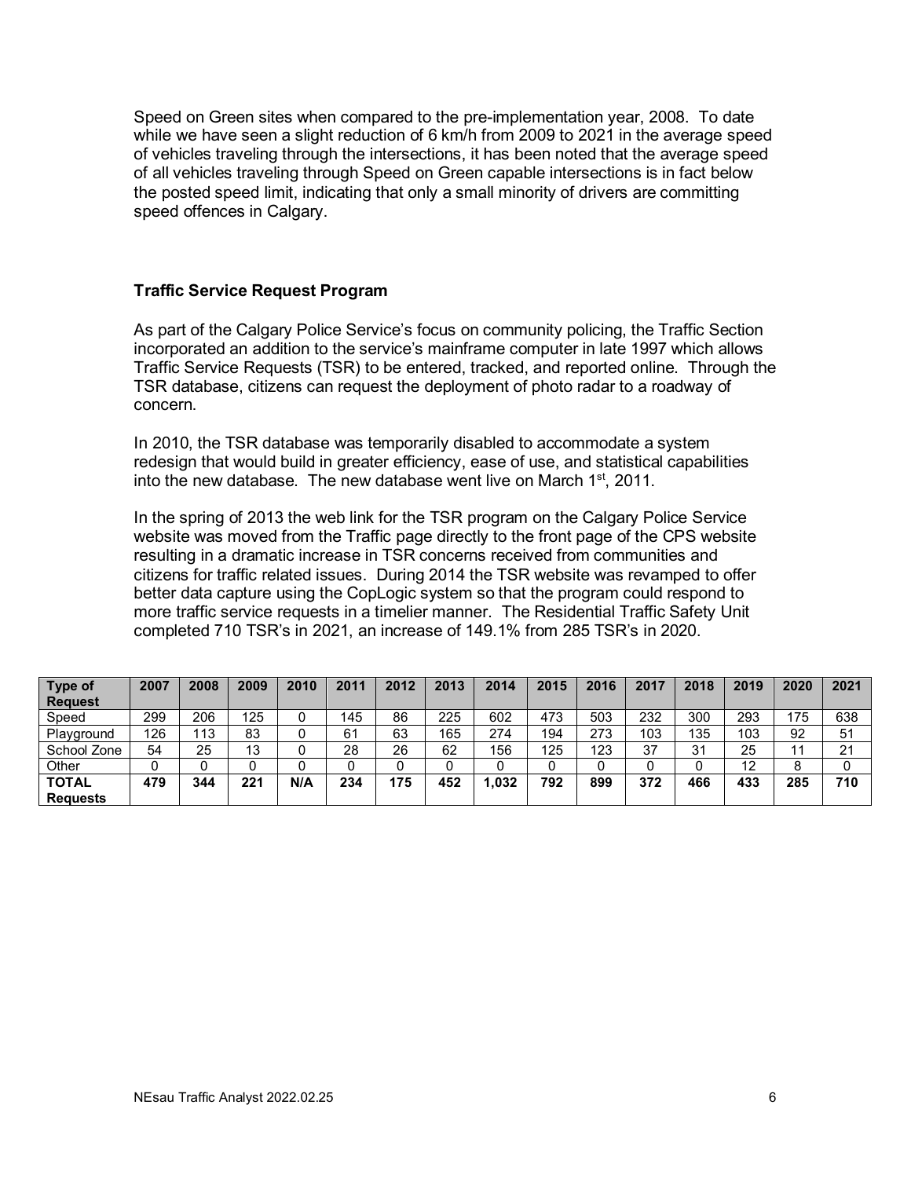Speed on Green sites when compared to the pre-implementation year, 2008. To date while we have seen a slight reduction of 6 km/h from 2009 to 2021 in the average speed of vehicles traveling through the intersections, it has been noted that the average speed of all vehicles traveling through Speed on Green capable intersections is in fact below the posted speed limit, indicating that only a small minority of drivers are committing speed offences in Calgary.

### Traffic Service Request Program

As part of the Calgary Police Service's focus on community policing, the Traffic Section incorporated an addition to the service's mainframe computer in late 1997 which allows Traffic Service Requests (TSR) to be entered, tracked, and reported online. Through the TSR database, citizens can request the deployment of photo radar to a roadway of concern.

In 2010, the TSR database was temporarily disabled to accommodate a system redesign that would build in greater efficiency, ease of use, and statistical capabilities into the new database. The new database went live on March 1st, 2011.

In the spring of 2013 the web link for the TSR program on the Calgary Police Service website was moved from the Traffic page directly to the front page of the CPS website resulting in a dramatic increase in TSR concerns received from communities and citizens for traffic related issues. During 2014 the TSR website was revamped to offer better data capture using the CopLogic system so that the program could respond to more traffic service requests in a timelier manner. The Residential Traffic Safety Unit completed 710 TSR's in 2021, an increase of 149.1% from 285 TSR's in 2020.

| Type of Request | 2007 | 2008 | 2009 | 2010 | 2011 | 2012 | 2013 | 2014 | 2015 | 2016 | 2017 | 2018 | 2019 | 2020 | 2021 |
|---|---|---|---|---|---|---|---|---|---|---|---|---|---|---|---|
| Speed | 299 | 206 | 125 | 0 | 145 | 86 | 225 | 602 | 473 | 503 | 232 | 300 | 293 | 175 | 638 |
| Playground | 126 | 113 | 83 | 0 | 61 | 63 | 165 | 274 | 194 | 273 | 103 | 135 | 103 | 92 | 51 |
| School Zone | 54 | 25 | 13 | 0 | 28 | 26 | 62 | 156 | 125 | 123 | 37 | 31 | 25 | 11 | 21 |
| Other | 0 | 0 | 0 | 0 | 0 | 0 | 0 | 0 | 0 | 0 | 0 | 0 | 12 | 8 | 0 |
| **TOTAL Requests** | **479** | **344** | **221** | **N/A** | **234** | **175** | **452** | **1,032** | **792** | **899** | **372** | **466** | **433** | **285** | **710** |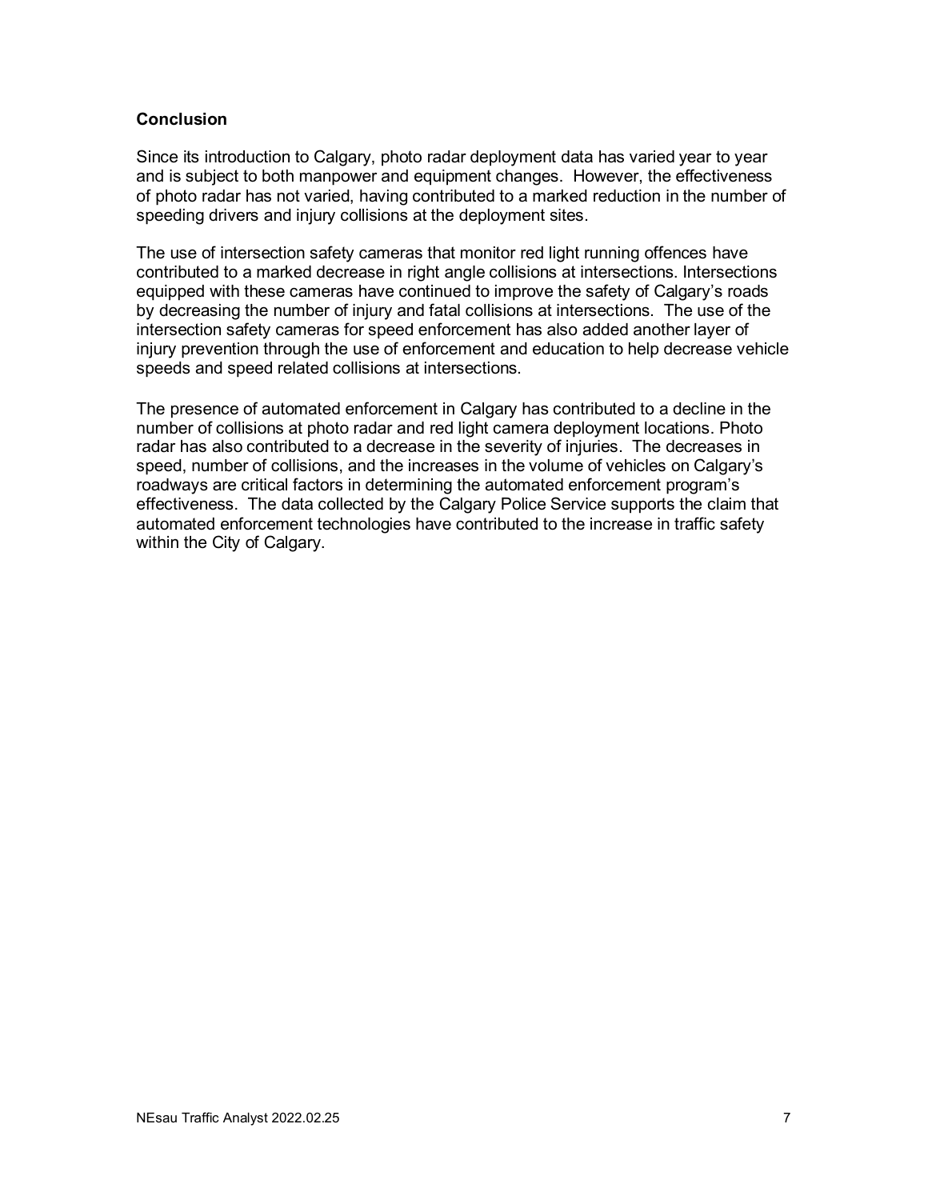**Conclusion**

Since its introduction to Calgary, photo radar deployment data has varied year to year and is subject to both manpower and equipment changes. However, the effectiveness of photo radar has not varied, having contributed to a marked reduction in the number of speeding drivers and injury collisions at the deployment sites.

The use of intersection safety cameras that monitor red light running offences have contributed to a marked decrease in right angle collisions at intersections. Intersections equipped with these cameras have continued to improve the safety of Calgary's roads by decreasing the number of injury and fatal collisions at intersections. The use of the intersection safety cameras for speed enforcement has also added another layer of injury prevention through the use of enforcement and education to help decrease vehicle speeds and speed related collisions at intersections.

The presence of automated enforcement in Calgary has contributed to a decline in the number of collisions at photo radar and red light camera deployment locations. Photo radar has also contributed to a decrease in the severity of injuries. The decreases in speed, number of collisions, and the increases in the volume of vehicles on Calgary's roadways are critical factors in determining the automated enforcement program's effectiveness. The data collected by the Calgary Police Service supports the claim that automated enforcement technologies have contributed to the increase in traffic safety within the City of Calgary.